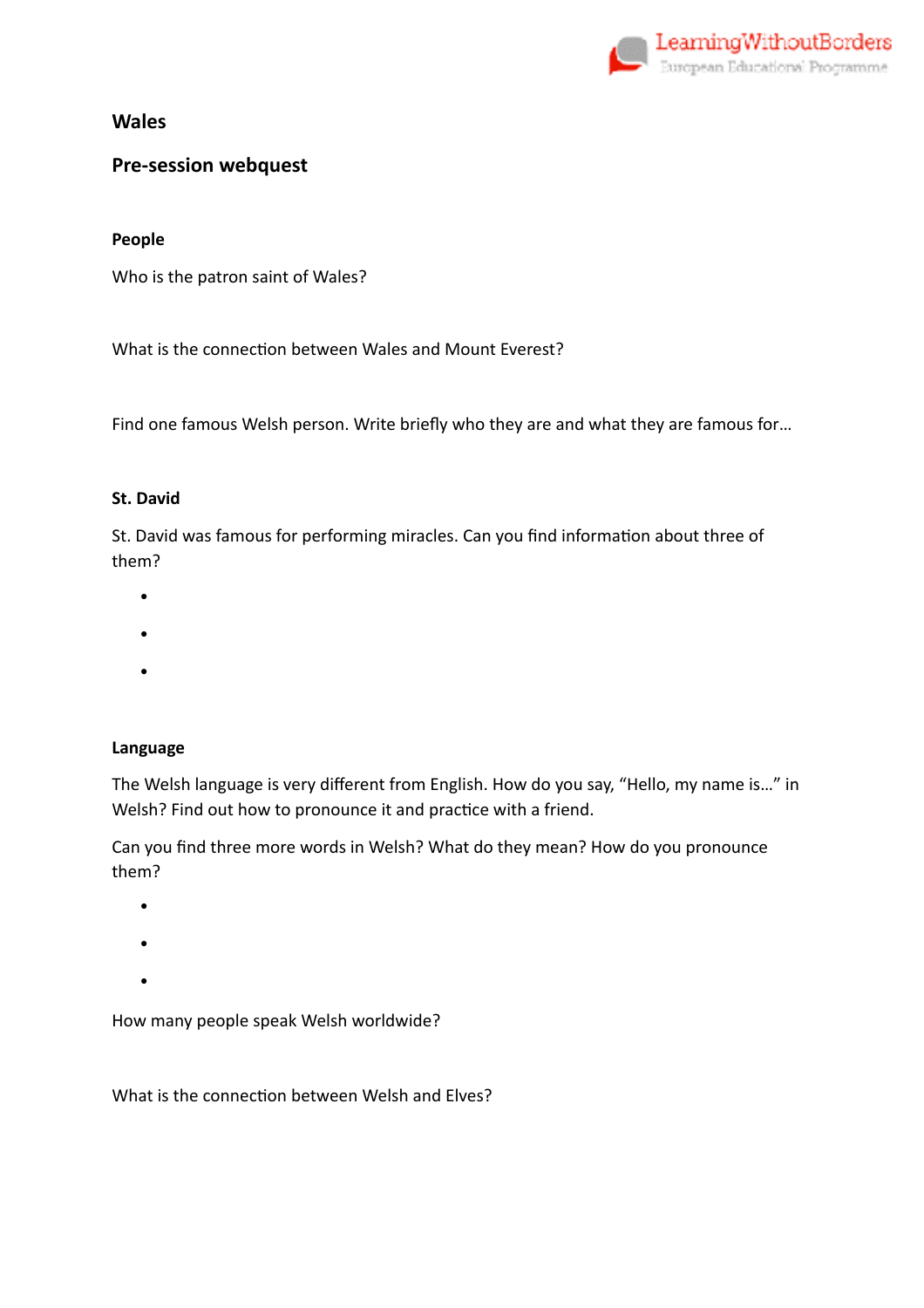# Wales

## Pre-session webquest

### People

Who is the patron saint of Wales?

What is the connection between Wales and Mount Everest?

Find one famous Welsh person. Write briefly who they are and what they are famous for…

### St. David

St. David was famous for performing miracles. Can you find information about three of them?

- 
- 
- 

### Language

The Welsh language is very different from English. How do you say, "Hello, my name is…" in Welsh? Find out how to pronounce it and practice with a friend.

Can you find three more words in Welsh? What do they mean? How do you pronounce them?

- 
- 
- 

How many people speak Welsh worldwide?

What is the connection between Welsh and Elves?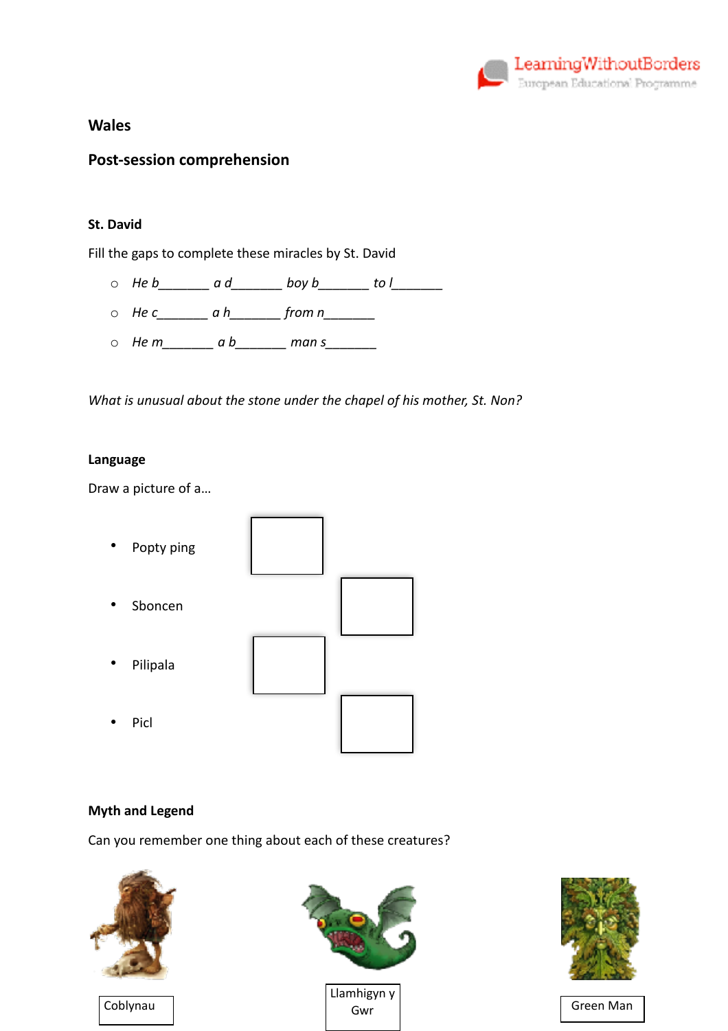**Wales**

**Post-session comprehension**

**St. David**

Fill the gaps to complete these miracles by St. David

- He b_______ a d_______ boy b_______ to l_______
- He c_______ a h_______ from n_______
- He m_______ a b_______ man s_______

*What is unusual about the stone under the chapel of his mother, St. Non?*

**Language**

Draw a picture of a…

- Popty ping
- Sboncen
- Pilipala
- Picl

**Myth and Legend**

Can you remember one thing about each of these creatures?

Coblynau

Llamhigyn y Gwr

Green Man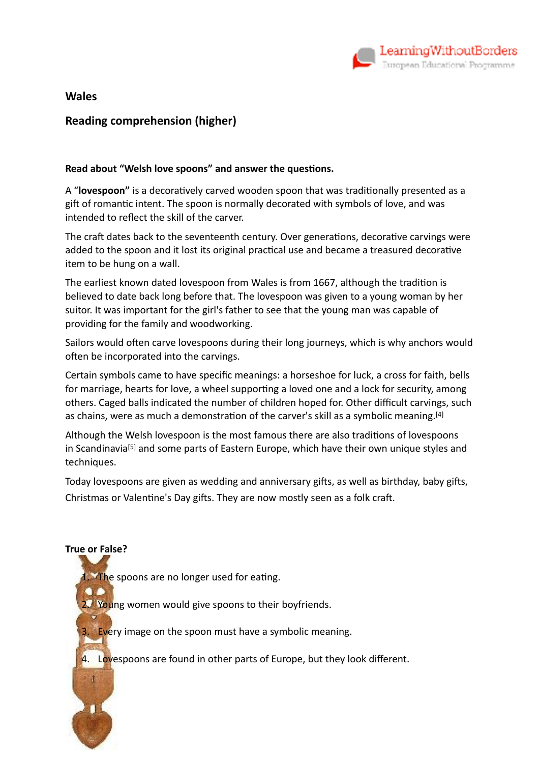## Wales

## Reading comprehension (higher)

**Read about "Welsh love spoons" and answer the questions.**

A "**lovespoon"** is a decoratively carved wooden spoon that was traditionally presented as a gift of romantic intent. The spoon is normally decorated with symbols of love, and was intended to reflect the skill of the carver.

The craft dates back to the seventeenth century. Over generations, decorative carvings were added to the spoon and it lost its original practical use and became a treasured decorative item to be hung on a wall.

The earliest known dated lovespoon from Wales is from 1667, although the tradition is believed to date back long before that. The lovespoon was given to a young woman by her suitor. It was important for the girl's father to see that the young man was capable of providing for the family and woodworking.

Sailors would often carve lovespoons during their long journeys, which is why anchors would often be incorporated into the carvings.

Certain symbols came to have specific meanings: a horseshoe for luck, a cross for faith, bells for marriage, hearts for love, a wheel supporting a loved one and a lock for security, among others. Caged balls indicated the number of children hoped for. Other difficult carvings, such as chains, were as much a demonstration of the carver's skill as a symbolic meaning.[4]

Although the Welsh lovespoon is the most famous there are also traditions of lovespoons in Scandinavia[5] and some parts of Eastern Europe, which have their own unique styles and techniques.

Today lovespoons are given as wedding and anniversary gifts, as well as birthday, baby gifts, Christmas or Valentine's Day gifts. They are now mostly seen as a folk craft.

**True or False?**

1. The spoons are no longer used for eating.
2. Young women would give spoons to their boyfriends.
3. Every image on the spoon must have a symbolic meaning.
4. Lovespoons are found in other parts of Europe, but they look different.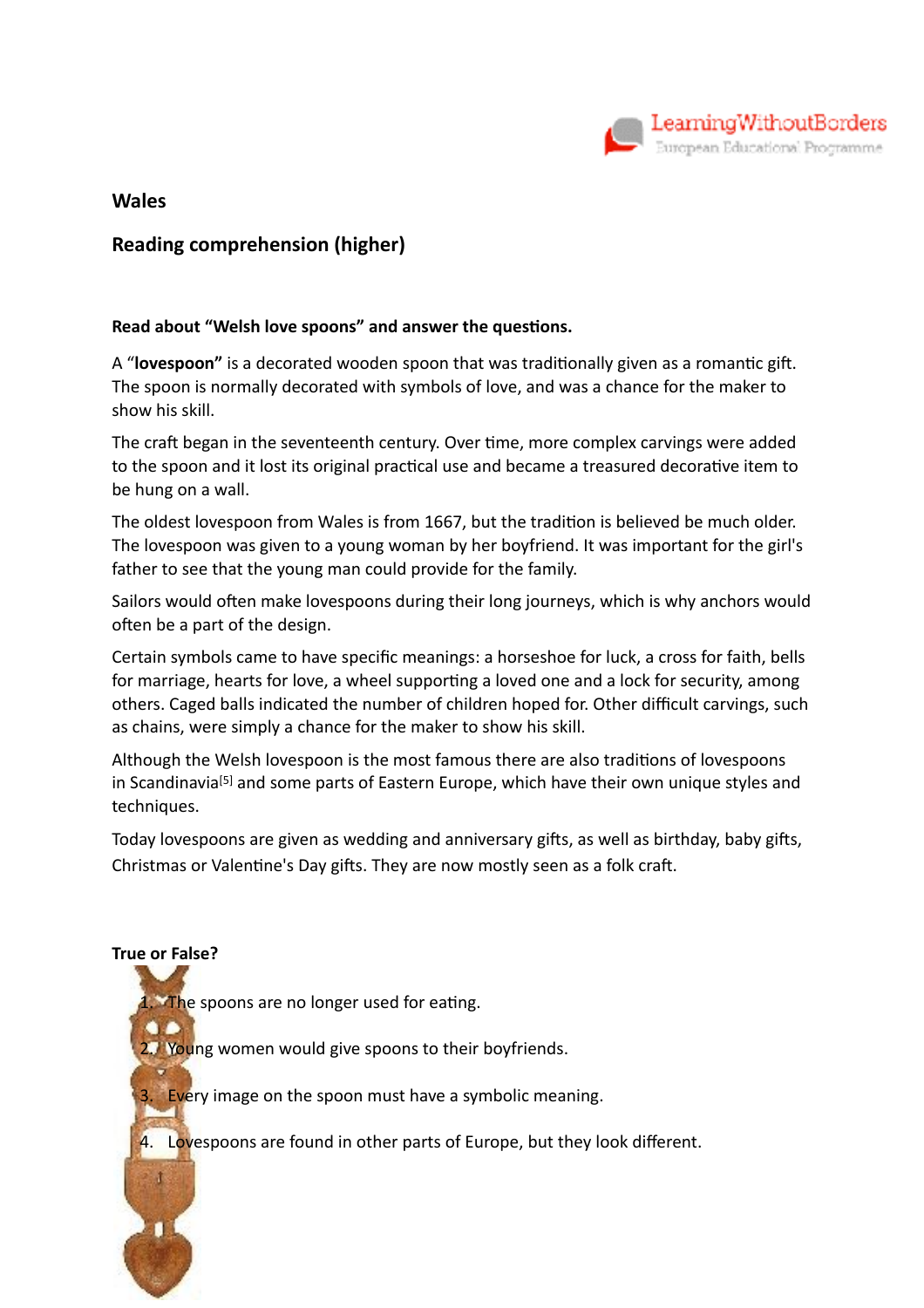## Wales

## Reading comprehension (higher)

**Read about "Welsh love spoons" and answer the questions.**

A "**lovespoon"** is a decorated wooden spoon that was traditionally given as a romantic gift. The spoon is normally decorated with symbols of love, and was a chance for the maker to show his skill.

The craft began in the seventeenth century. Over time, more complex carvings were added to the spoon and it lost its original practical use and became a treasured decorative item to be hung on a wall.

The oldest lovespoon from Wales is from 1667, but the tradition is believed be much older. The lovespoon was given to a young woman by her boyfriend. It was important for the girl's father to see that the young man could provide for the family.

Sailors would often make lovespoons during their long journeys, which is why anchors would often be a part of the design.

Certain symbols came to have specific meanings: a horseshoe for luck, a cross for faith, bells for marriage, hearts for love, a wheel supporting a loved one and a lock for security, among others. Caged balls indicated the number of children hoped for. Other difficult carvings, such as chains, were simply a chance for the maker to show his skill.

Although the Welsh lovespoon is the most famous there are also traditions of lovespoons in Scandinavia[5] and some parts of Eastern Europe, which have their own unique styles and techniques.

Today lovespoons are given as wedding and anniversary gifts, as well as birthday, baby gifts, Christmas or Valentine's Day gifts. They are now mostly seen as a folk craft.

**True or False?**

1. The spoons are no longer used for eating.
2. Young women would give spoons to their boyfriends.
3. Every image on the spoon must have a symbolic meaning.
4. Lovespoons are found in other parts of Europe, but they look different.